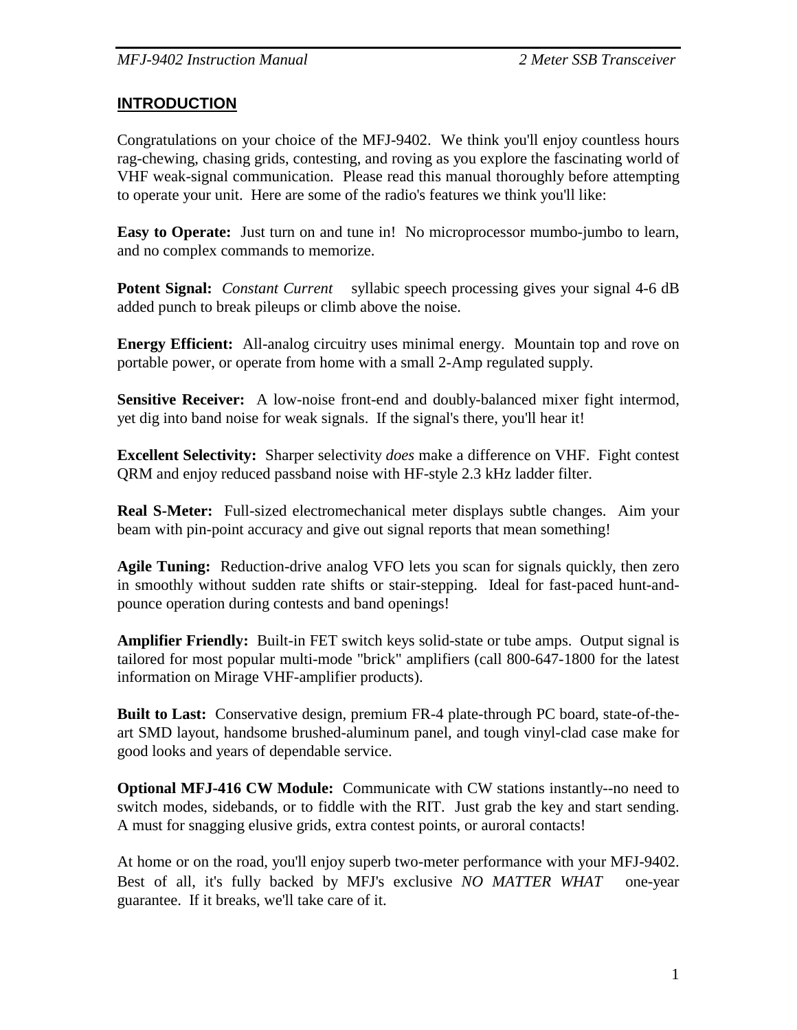## INTRODUCTION

Congratulations on your choice of the MFJ-9402. We think you'll enjoy countless hours rag-chewing, chasing grids, contesting, and roving as you explore the fascinating world of VHF weak-signal communication. Please read this manual thoroughly before attempting to operate your unit. Here are some of the radio's features we think you'll like:

**Easy to Operate:** Just turn on and tune in! No microprocessor mumbo-jumbo to learn, and no complex commands to memorize.

**Potent Signal:** *Constant Current* syllabic speech processing gives your signal 4-6 dB added punch to break pileups or climb above the noise.

**Energy Efficient:** All-analog circuitry uses minimal energy. Mountain top and rove on portable power, or operate from home with a small 2-Amp regulated supply.

**Sensitive Receiver:** A low-noise front-end and doubly-balanced mixer fight intermod, yet dig into band noise for weak signals. If the signal's there, you'll hear it!

**Excellent Selectivity:** Sharper selectivity *does* make a difference on VHF. Fight contest QRM and enjoy reduced passband noise with HF-style 2.3 kHz ladder filter.

**Real S-Meter:** Full-sized electromechanical meter displays subtle changes. Aim your beam with pin-point accuracy and give out signal reports that mean something!

**Agile Tuning:** Reduction-drive analog VFO lets you scan for signals quickly, then zero in smoothly without sudden rate shifts or stair-stepping. Ideal for fast-paced hunt-and-pounce operation during contests and band openings!

**Amplifier Friendly:** Built-in FET switch keys solid-state or tube amps. Output signal is tailored for most popular multi-mode "brick" amplifiers (call 800-647-1800 for the latest information on Mirage VHF-amplifier products).

**Built to Last:** Conservative design, premium FR-4 plate-through PC board, state-of-the-art SMD layout, handsome brushed-aluminum panel, and tough vinyl-clad case make for good looks and years of dependable service.

**Optional MFJ-416 CW Module:** Communicate with CW stations instantly--no need to switch modes, sidebands, or to fiddle with the RIT. Just grab the key and start sending. A must for snagging elusive grids, extra contest points, or auroral contacts!

At home or on the road, you'll enjoy superb two-meter performance with your MFJ-9402. Best of all, it's fully backed by MFJ's exclusive *NO MATTER WHAT* one-year guarantee. If it breaks, we'll take care of it.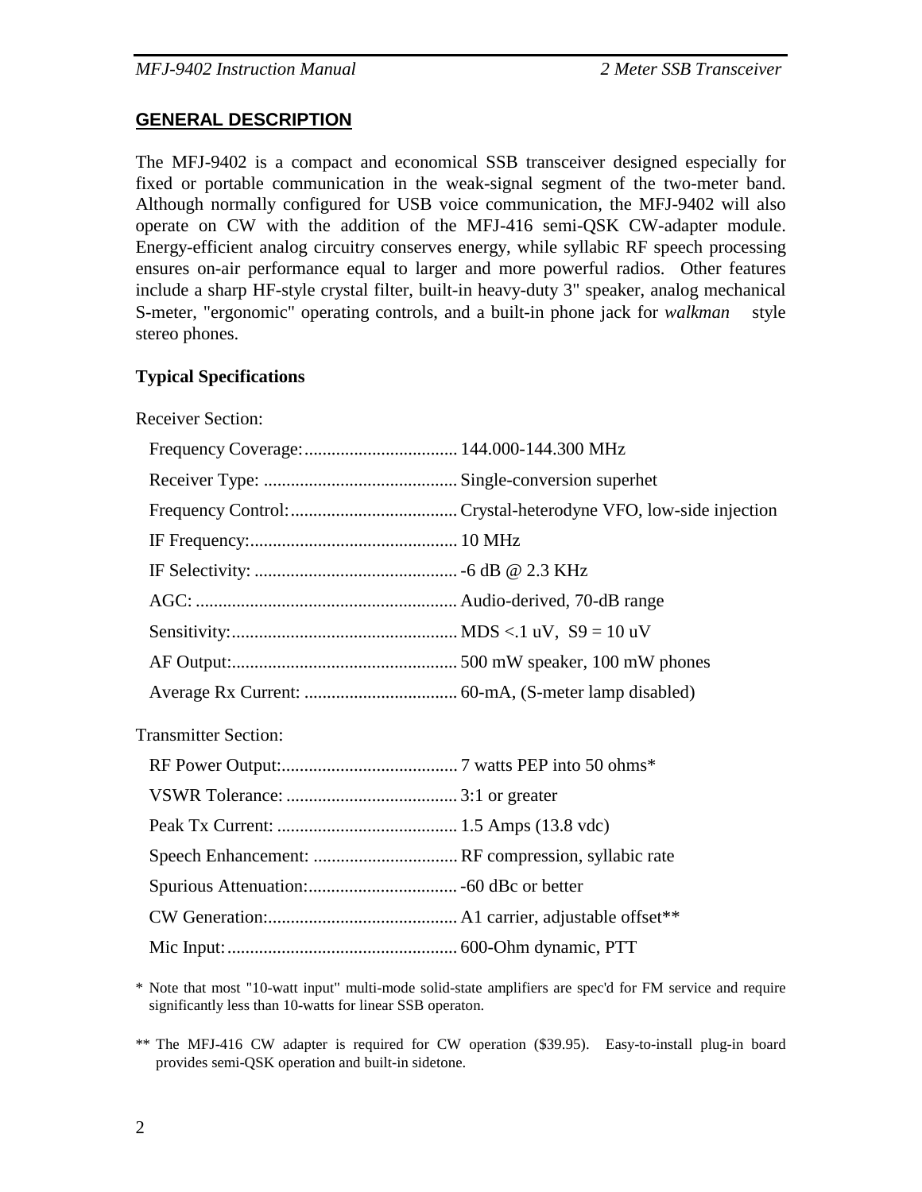## GENERAL DESCRIPTION

The MFJ-9402 is a compact and economical SSB transceiver designed especially for fixed or portable communication in the weak-signal segment of the two-meter band. Although normally configured for USB voice communication, the MFJ-9402 will also operate on CW with the addition of the MFJ-416 semi-QSK CW-adapter module. Energy-efficient analog circuitry conserves energy, while syllabic RF speech processing ensures on-air performance equal to larger and more powerful radios. Other features include a sharp HF-style crystal filter, built-in heavy-duty 3" speaker, analog mechanical S-meter, "ergonomic" operating controls, and a built-in phone jack for *walkman* style stereo phones.

### Typical Specifications

Receiver Section:

| | |
|---|---|
| Frequency Coverage: | 144.000-144.300 MHz |
| Receiver Type: | Single-conversion superhet |
| Frequency Control: | Crystal-heterodyne VFO, low-side injection |
| IF Frequency: | 10 MHz |
| IF Selectivity: | -6 dB @ 2.3 KHz |
| AGC: | Audio-derived, 70-dB range |
| Sensitivity: | MDS <.1 uV, S9 = 10 uV |
| AF Output: | 500 mW speaker, 100 mW phones |
| Average Rx Current: | 60-mA, (S-meter lamp disabled) |

Transmitter Section:

| | |
|---|---|
| RF Power Output: | 7 watts PEP into 50 ohms* |
| VSWR Tolerance: | 3:1 or greater |
| Peak Tx Current: | 1.5 Amps (13.8 vdc) |
| Speech Enhancement: | RF compression, syllabic rate |
| Spurious Attenuation: | -60 dBc or better |
| CW Generation: | A1 carrier, adjustable offset** |
| Mic Input: | 600-Ohm dynamic, PTT |

\* Note that most "10-watt input" multi-mode solid-state amplifiers are spec'd for FM service and require significantly less than 10-watts for linear SSB operaton.

\** The MFJ-416 CW adapter is required for CW operation ($39.95). Easy-to-install plug-in board provides semi-QSK operation and built-in sidetone.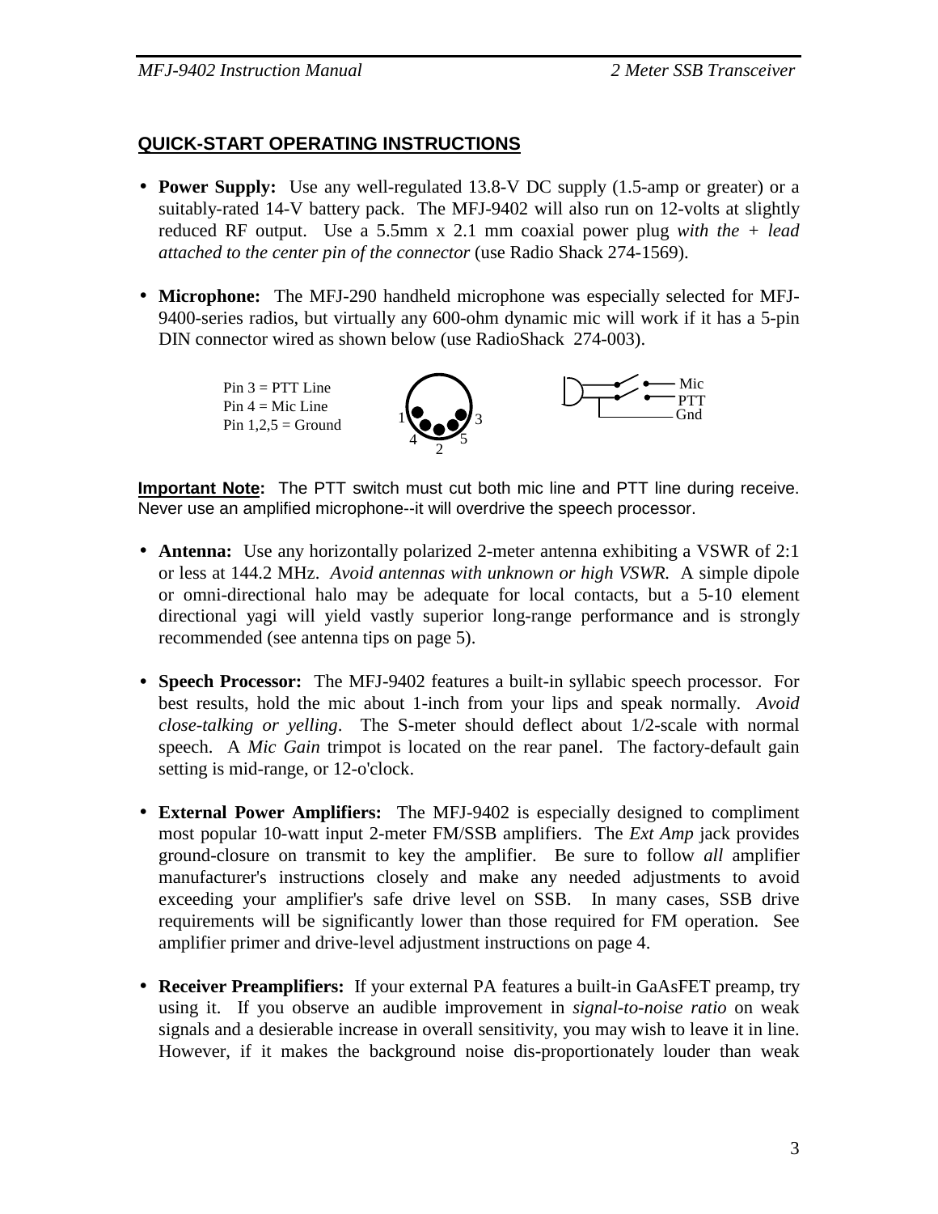## QUICK-START OPERATING INSTRUCTIONS

- **Power Supply:** Use any well-regulated 13.8-V DC supply (1.5-amp or greater) or a suitably-rated 14-V battery pack. The MFJ-9402 will also run on 12-volts at slightly reduced RF output. Use a 5.5mm x 2.1 mm coaxial power plug *with the + lead attached to the center pin of the connector* (use Radio Shack 274-1569).

- **Microphone:** The MFJ-290 handheld microphone was especially selected for MFJ-9400-series radios, but virtually any 600-ohm dynamic mic will work if it has a 5-pin DIN connector wired as shown below (use RadioShack 274-003).

Pin 3 = PTT Line
Pin 4 = Mic Line
Pin 1,2,5 = Ground

**Important Note:** The PTT switch must cut both mic line and PTT line during receive. Never use an amplified microphone--it will overdrive the speech processor.

- **Antenna:** Use any horizontally polarized 2-meter antenna exhibiting a VSWR of 2:1 or less at 144.2 MHz. *Avoid antennas with unknown or high VSWR.* A simple dipole or omni-directional halo may be adequate for local contacts, but a 5-10 element directional yagi will yield vastly superior long-range performance and is strongly recommended (see antenna tips on page 5).

- **Speech Processor:** The MFJ-9402 features a built-in syllabic speech processor. For best results, hold the mic about 1-inch from your lips and speak normally. *Avoid close-talking or yelling*. The S-meter should deflect about 1/2-scale with normal speech. A *Mic Gain* trimpot is located on the rear panel. The factory-default gain setting is mid-range, or 12-o'clock.

- **External Power Amplifiers:** The MFJ-9402 is especially designed to compliment most popular 10-watt input 2-meter FM/SSB amplifiers. The *Ext Amp* jack provides ground-closure on transmit to key the amplifier. Be sure to follow *all* amplifier manufacturer's instructions closely and make any needed adjustments to avoid exceeding your amplifier's safe drive level on SSB. In many cases, SSB drive requirements will be significantly lower than those required for FM operation. See amplifier primer and drive-level adjustment instructions on page 4.

- **Receiver Preamplifiers:** If your external PA features a built-in GaAsFET preamp, try using it. If you observe an audible improvement in *signal-to-noise ratio* on weak signals and a desierable increase in overall sensitivity, you may wish to leave it in line. However, if it makes the background noise dis-proportionately louder than weak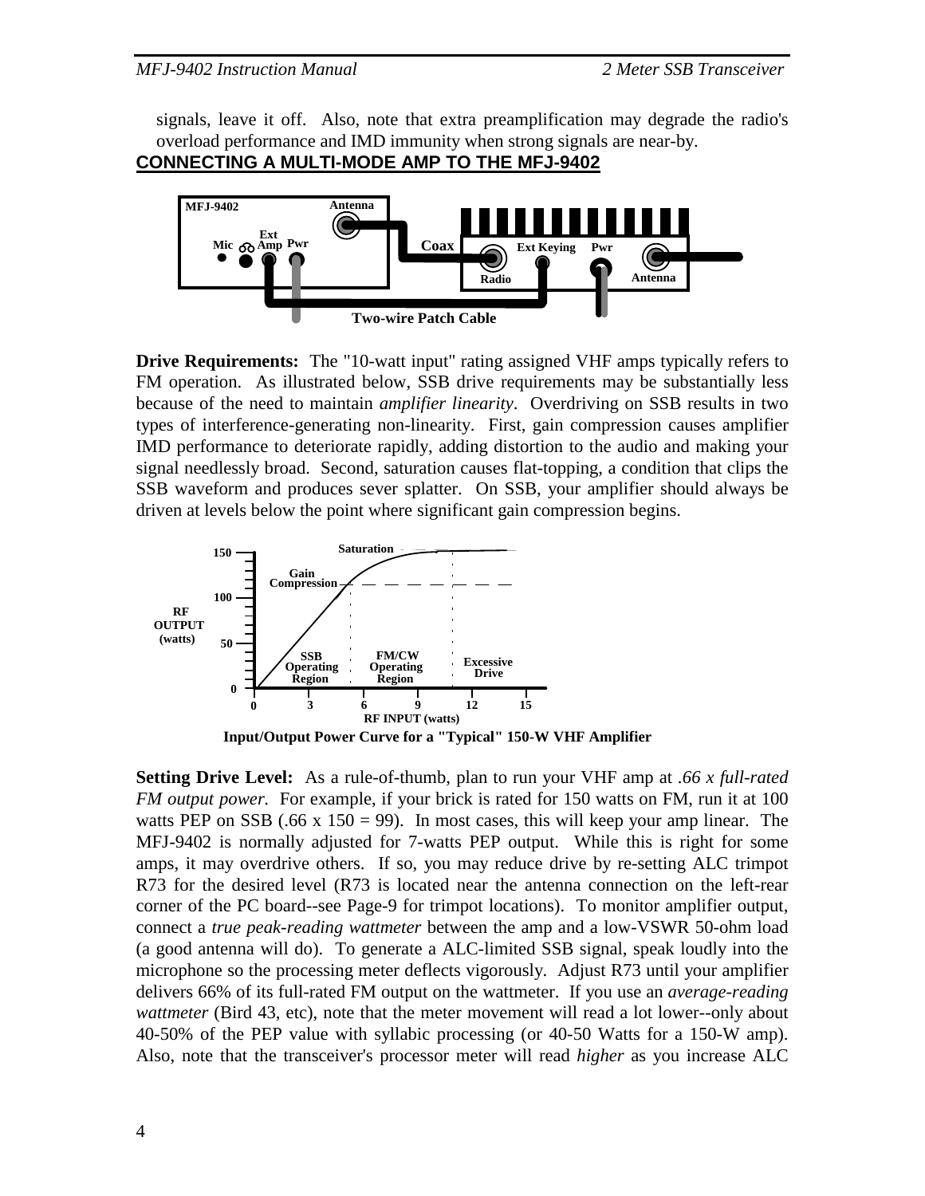signals, leave it off. Also, note that extra preamplification may degrade the radio's overload performance and IMD immunity when strong signals are near-by.

## CONNECTING A MULTI-MODE AMP TO THE MFJ-9402

**Drive Requirements:** The "10-watt input" rating assigned VHF amps typically refers to FM operation. As illustrated below, SSB drive requirements may be substantially less because of the need to maintain *amplifier linearity*. Overdriving on SSB results in two types of interference-generating non-linearity. First, gain compression causes amplifier IMD performance to deteriorate rapidly, adding distortion to the audio and making your signal needlessly broad. Second, saturation causes flat-topping, a condition that clips the SSB waveform and produces sever splatter. On SSB, your amplifier should always be driven at levels below the point where significant gain compression begins.

Input/Output Power Curve for a "Typical" 150-W VHF Amplifier

**Setting Drive Level:** As a rule-of-thumb, plan to run your VHF amp at *.66 x full-rated FM output power.* For example, if your brick is rated for 150 watts on FM, run it at 100 watts PEP on SSB (.66 x 150 = 99). In most cases, this will keep your amp linear. The MFJ-9402 is normally adjusted for 7-watts PEP output. While this is right for some amps, it may overdrive others. If so, you may reduce drive by re-setting ALC trimpot R73 for the desired level (R73 is located near the antenna connection on the left-rear corner of the PC board--see Page-9 for trimpot locations). To monitor amplifier output, connect a *true peak-reading wattmeter* between the amp and a low-VSWR 50-ohm load (a good antenna will do). To generate a ALC-limited SSB signal, speak loudly into the microphone so the processing meter deflects vigorously. Adjust R73 until your amplifier delivers 66% of its full-rated FM output on the wattmeter. If you use an *average-reading wattmeter* (Bird 43, etc), note that the meter movement will read a lot lower--only about 40-50% of the PEP value with syllabic processing (or 40-50 Watts for a 150-W amp). Also, note that the transceiver's processor meter will read *higher* as you increase ALC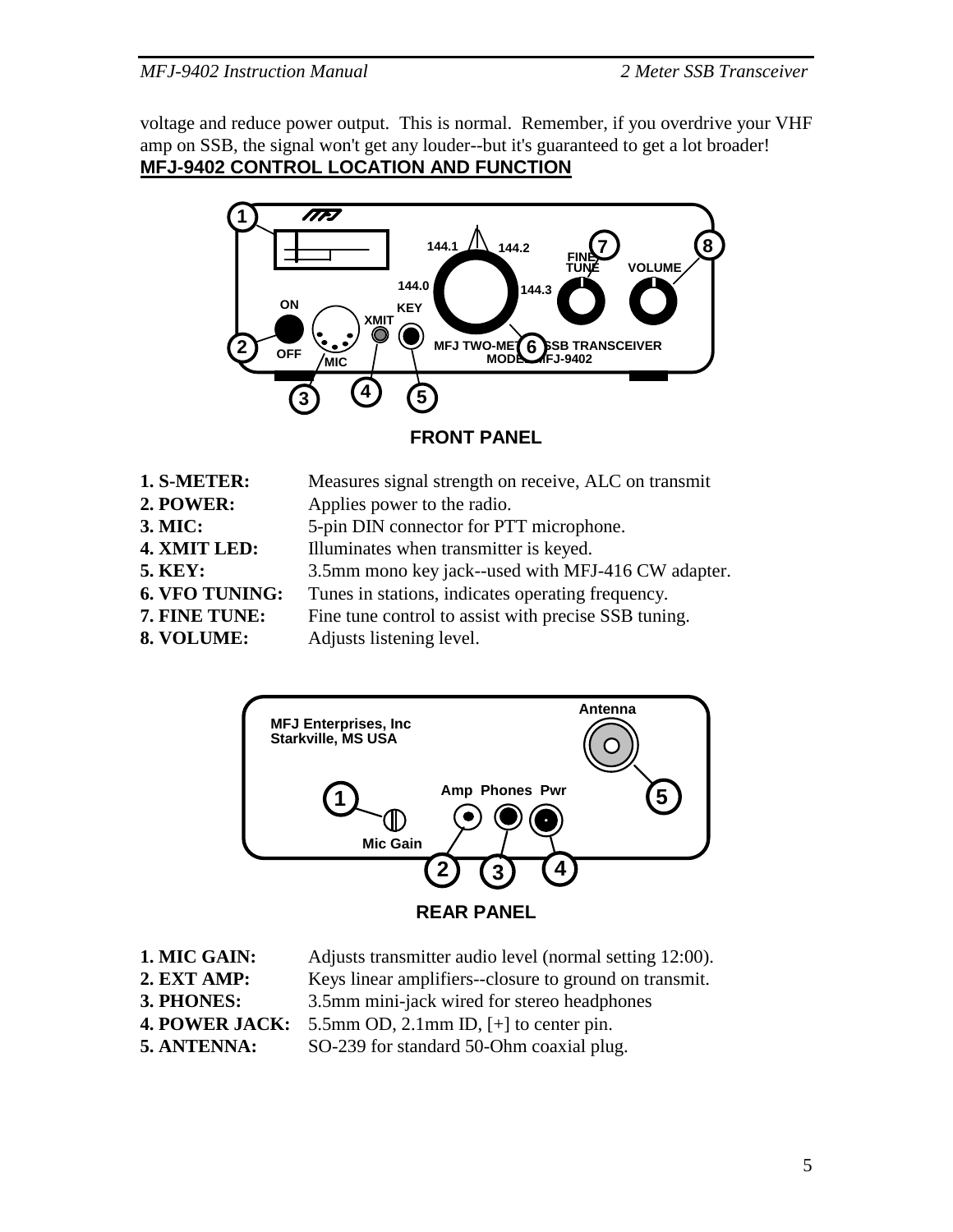voltage and reduce power output. This is normal. Remember, if you overdrive your VHF amp on SSB, the signal won't get any louder--but it's guaranteed to get a lot broader!

## MFJ-9402 CONTROL LOCATION AND FUNCTION

**FRONT PANEL**

**1. S-METER:** Measures signal strength on receive, ALC on transmit
**2. POWER:** Applies power to the radio.
**3. MIC:** 5-pin DIN connector for PTT microphone.
**4. XMIT LED:** Illuminates when transmitter is keyed.
**5. KEY:** 3.5mm mono key jack--used with MFJ-416 CW adapter.
**6. VFO TUNING:** Tunes in stations, indicates operating frequency.
**7. FINE TUNE:** Fine tune control to assist with precise SSB tuning.
**8. VOLUME:** Adjusts listening level.

**REAR PANEL**

**1. MIC GAIN:** Adjusts transmitter audio level (normal setting 12:00).
**2. EXT AMP:** Keys linear amplifiers--closure to ground on transmit.
**3. PHONES:** 3.5mm mini-jack wired for stereo headphones
**4. POWER JACK:** 5.5mm OD, 2.1mm ID, [+] to center pin.
**5. ANTENNA:** SO-239 for standard 50-Ohm coaxial plug.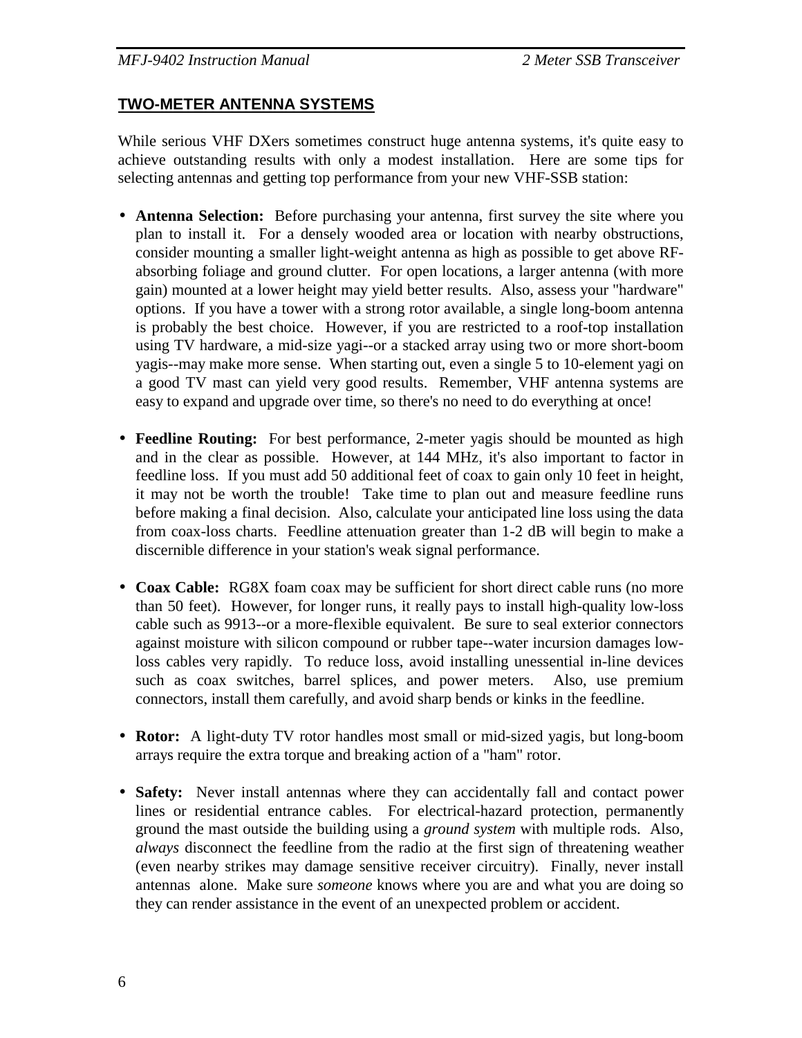## TWO-METER ANTENNA SYSTEMS

While serious VHF DXers sometimes construct huge antenna systems, it's quite easy to achieve outstanding results with only a modest installation. Here are some tips for selecting antennas and getting top performance from your new VHF-SSB station:

- **Antenna Selection:** Before purchasing your antenna, first survey the site where you plan to install it. For a densely wooded area or location with nearby obstructions, consider mounting a smaller light-weight antenna as high as possible to get above RF-absorbing foliage and ground clutter. For open locations, a larger antenna (with more gain) mounted at a lower height may yield better results. Also, assess your "hardware" options. If you have a tower with a strong rotor available, a single long-boom antenna is probably the best choice. However, if you are restricted to a roof-top installation using TV hardware, a mid-size yagi--or a stacked array using two or more short-boom yagis--may make more sense. When starting out, even a single 5 to 10-element yagi on a good TV mast can yield very good results. Remember, VHF antenna systems are easy to expand and upgrade over time, so there's no need to do everything at once!

- **Feedline Routing:** For best performance, 2-meter yagis should be mounted as high and in the clear as possible. However, at 144 MHz, it's also important to factor in feedline loss. If you must add 50 additional feet of coax to gain only 10 feet in height, it may not be worth the trouble! Take time to plan out and measure feedline runs before making a final decision. Also, calculate your anticipated line loss using the data from coax-loss charts. Feedline attenuation greater than 1-2 dB will begin to make a discernible difference in your station's weak signal performance.

- **Coax Cable:** RG8X foam coax may be sufficient for short direct cable runs (no more than 50 feet). However, for longer runs, it really pays to install high-quality low-loss cable such as 9913--or a more-flexible equivalent. Be sure to seal exterior connectors against moisture with silicon compound or rubber tape--water incursion damages low-loss cables very rapidly. To reduce loss, avoid installing unessential in-line devices such as coax switches, barrel splices, and power meters. Also, use premium connectors, install them carefully, and avoid sharp bends or kinks in the feedline.

- **Rotor:** A light-duty TV rotor handles most small or mid-sized yagis, but long-boom arrays require the extra torque and breaking action of a "ham" rotor.

- **Safety:** Never install antennas where they can accidentally fall and contact power lines or residential entrance cables. For electrical-hazard protection, permanently ground the mast outside the building using a *ground system* with multiple rods. Also, *always* disconnect the feedline from the radio at the first sign of threatening weather (even nearby strikes may damage sensitive receiver circuitry). Finally, never install antennas alone. Make sure *someone* knows where you are and what you are doing so they can render assistance in the event of an unexpected problem or accident.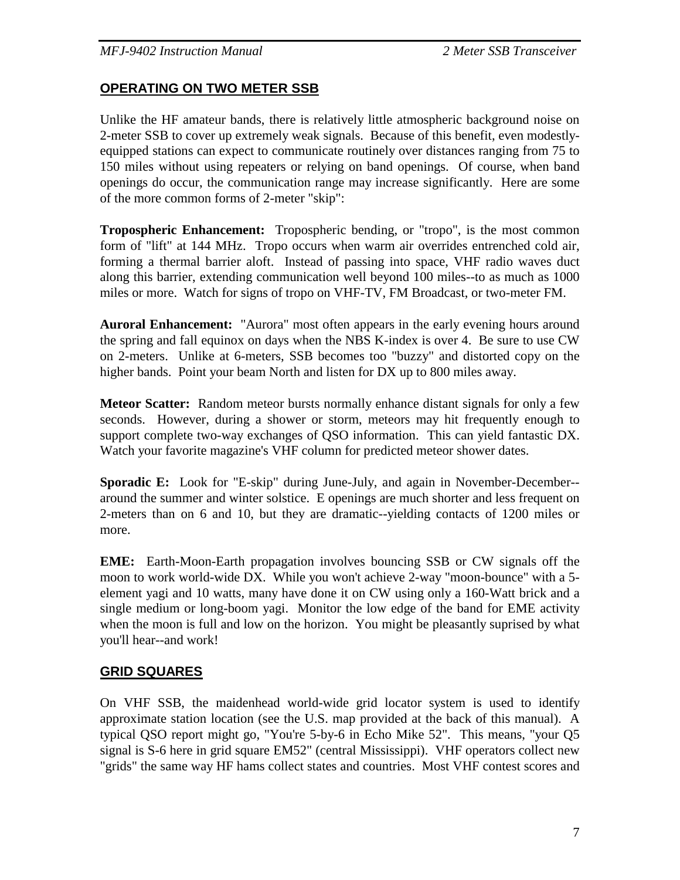## OPERATING ON TWO METER SSB

Unlike the HF amateur bands, there is relatively little atmospheric background noise on 2-meter SSB to cover up extremely weak signals. Because of this benefit, even modestly-equipped stations can expect to communicate routinely over distances ranging from 75 to 150 miles without using repeaters or relying on band openings. Of course, when band openings do occur, the communication range may increase significantly. Here are some of the more common forms of 2-meter "skip":

**Tropospheric Enhancement:** Tropospheric bending, or "tropo", is the most common form of "lift" at 144 MHz. Tropo occurs when warm air overrides entrenched cold air, forming a thermal barrier aloft. Instead of passing into space, VHF radio waves duct along this barrier, extending communication well beyond 100 miles--to as much as 1000 miles or more. Watch for signs of tropo on VHF-TV, FM Broadcast, or two-meter FM.

**Auroral Enhancement:** "Aurora" most often appears in the early evening hours around the spring and fall equinox on days when the NBS K-index is over 4. Be sure to use CW on 2-meters. Unlike at 6-meters, SSB becomes too "buzzy" and distorted copy on the higher bands. Point your beam North and listen for DX up to 800 miles away.

**Meteor Scatter:** Random meteor bursts normally enhance distant signals for only a few seconds. However, during a shower or storm, meteors may hit frequently enough to support complete two-way exchanges of QSO information. This can yield fantastic DX. Watch your favorite magazine's VHF column for predicted meteor shower dates.

**Sporadic E:** Look for "E-skip" during June-July, and again in November-December--around the summer and winter solstice. E openings are much shorter and less frequent on 2-meters than on 6 and 10, but they are dramatic--yielding contacts of 1200 miles or more.

**EME:** Earth-Moon-Earth propagation involves bouncing SSB or CW signals off the moon to work world-wide DX. While you won't achieve 2-way "moon-bounce" with a 5-element yagi and 10 watts, many have done it on CW using only a 160-Watt brick and a single medium or long-boom yagi. Monitor the low edge of the band for EME activity when the moon is full and low on the horizon. You might be pleasantly suprised by what you'll hear--and work!

## GRID SQUARES

On VHF SSB, the maidenhead world-wide grid locator system is used to identify approximate station location (see the U.S. map provided at the back of this manual). A typical QSO report might go, "You're 5-by-6 in Echo Mike 52". This means, "your Q5 signal is S-6 here in grid square EM52" (central Mississippi). VHF operators collect new "grids" the same way HF hams collect states and countries. Most VHF contest scores and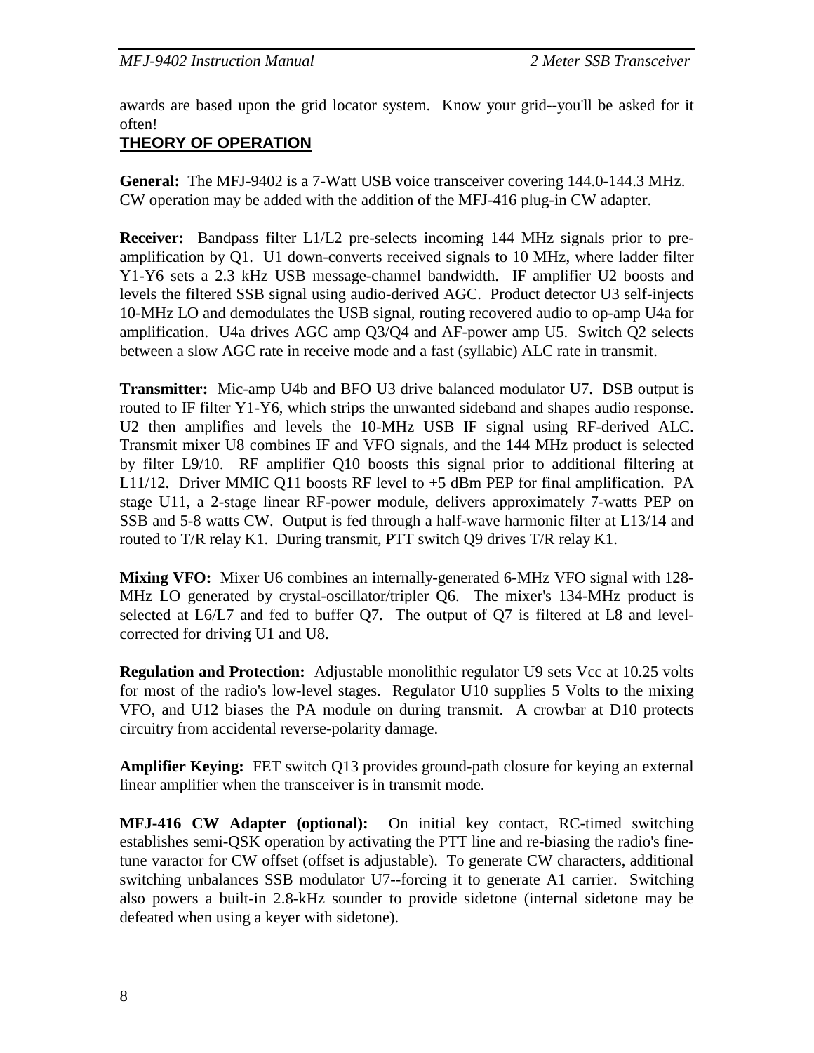awards are based upon the grid locator system. Know your grid--you'll be asked for it often!

## THEORY OF OPERATION

**General:** The MFJ-9402 is a 7-Watt USB voice transceiver covering 144.0-144.3 MHz. CW operation may be added with the addition of the MFJ-416 plug-in CW adapter.

**Receiver:** Bandpass filter L1/L2 pre-selects incoming 144 MHz signals prior to pre-amplification by Q1. U1 down-converts received signals to 10 MHz, where ladder filter Y1-Y6 sets a 2.3 kHz USB message-channel bandwidth. IF amplifier U2 boosts and levels the filtered SSB signal using audio-derived AGC. Product detector U3 self-injects 10-MHz LO and demodulates the USB signal, routing recovered audio to op-amp U4a for amplification. U4a drives AGC amp Q3/Q4 and AF-power amp U5. Switch Q2 selects between a slow AGC rate in receive mode and a fast (syllabic) ALC rate in transmit.

**Transmitter:** Mic-amp U4b and BFO U3 drive balanced modulator U7. DSB output is routed to IF filter Y1-Y6, which strips the unwanted sideband and shapes audio response. U2 then amplifies and levels the 10-MHz USB IF signal using RF-derived ALC. Transmit mixer U8 combines IF and VFO signals, and the 144 MHz product is selected by filter L9/10. RF amplifier Q10 boosts this signal prior to additional filtering at L11/12. Driver MMIC Q11 boosts RF level to +5 dBm PEP for final amplification. PA stage U11, a 2-stage linear RF-power module, delivers approximately 7-watts PEP on SSB and 5-8 watts CW. Output is fed through a half-wave harmonic filter at L13/14 and routed to T/R relay K1. During transmit, PTT switch Q9 drives T/R relay K1.

**Mixing VFO:** Mixer U6 combines an internally-generated 6-MHz VFO signal with 128-MHz LO generated by crystal-oscillator/tripler Q6. The mixer's 134-MHz product is selected at L6/L7 and fed to buffer Q7. The output of Q7 is filtered at L8 and level-corrected for driving U1 and U8.

**Regulation and Protection:** Adjustable monolithic regulator U9 sets Vcc at 10.25 volts for most of the radio's low-level stages. Regulator U10 supplies 5 Volts to the mixing VFO, and U12 biases the PA module on during transmit. A crowbar at D10 protects circuitry from accidental reverse-polarity damage.

**Amplifier Keying:** FET switch Q13 provides ground-path closure for keying an external linear amplifier when the transceiver is in transmit mode.

**MFJ-416 CW Adapter (optional):** On initial key contact, RC-timed switching establishes semi-QSK operation by activating the PTT line and re-biasing the radio's fine-tune varactor for CW offset (offset is adjustable). To generate CW characters, additional switching unbalances SSB modulator U7--forcing it to generate A1 carrier. Switching also powers a built-in 2.8-kHz sounder to provide sidetone (internal sidetone may be defeated when using a keyer with sidetone).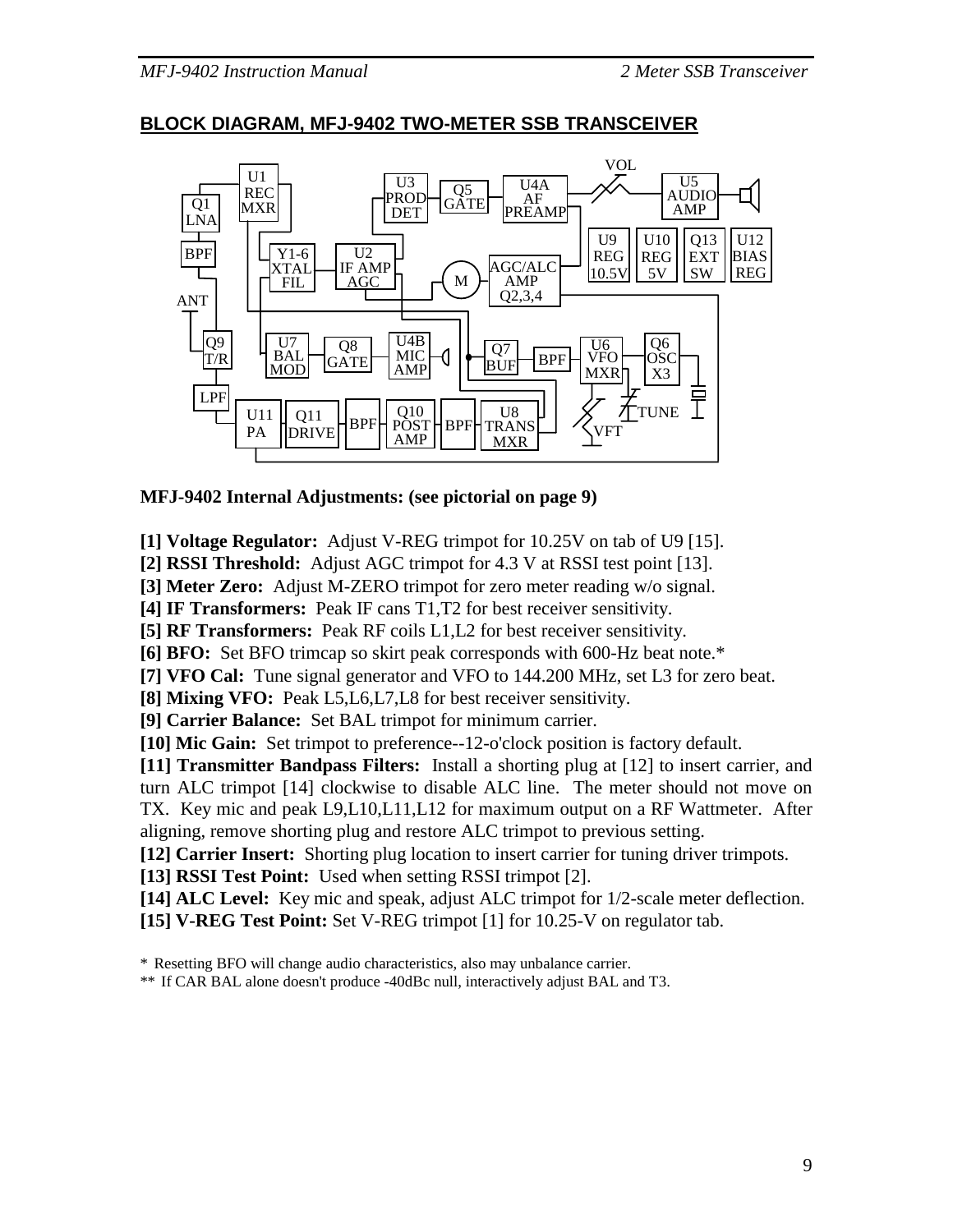## BLOCK DIAGRAM, MFJ-9402 TWO-METER SSB TRANSCEIVER

**MFJ-9402 Internal Adjustments: (see pictorial on page 9)**

**[1] Voltage Regulator:** Adjust V-REG trimpot for 10.25V on tab of U9 [15].
**[2] RSSI Threshold:** Adjust AGC trimpot for 4.3 V at RSSI test point [13].
**[3] Meter Zero:** Adjust M-ZERO trimpot for zero meter reading w/o signal.
**[4] IF Transformers:** Peak IF cans T1,T2 for best receiver sensitivity.
**[5] RF Transformers:** Peak RF coils L1,L2 for best receiver sensitivity.
**[6] BFO:** Set BFO trimcap so skirt peak corresponds with 600-Hz beat note.*
**[7] VFO Cal:** Tune signal generator and VFO to 144.200 MHz, set L3 for zero beat.
**[8] Mixing VFO:** Peak L5,L6,L7,L8 for best receiver sensitivity.
**[9] Carrier Balance:** Set BAL trimpot for minimum carrier.
**[10] Mic Gain:** Set trimpot to preference--12-o'clock position is factory default.
**[11] Transmitter Bandpass Filters:** Install a shorting plug at [12] to insert carrier, and turn ALC trimpot [14] clockwise to disable ALC line. The meter should not move on TX. Key mic and peak L9,L10,L11,L12 for maximum output on a RF Wattmeter. After aligning, remove shorting plug and restore ALC trimpot to previous setting.
**[12] Carrier Insert:** Shorting plug location to insert carrier for tuning driver trimpots.
**[13] RSSI Test Point:** Used when setting RSSI trimpot [2].
**[14] ALC Level:** Key mic and speak, adjust ALC trimpot for 1/2-scale meter deflection.
**[15] V-REG Test Point:** Set V-REG trimpot [1] for 10.25-V on regulator tab.

\* Resetting BFO will change audio characteristics, also may unbalance carrier.
\*\* If CAR BAL alone doesn't produce -40dBc null, interactively adjust BAL and T3.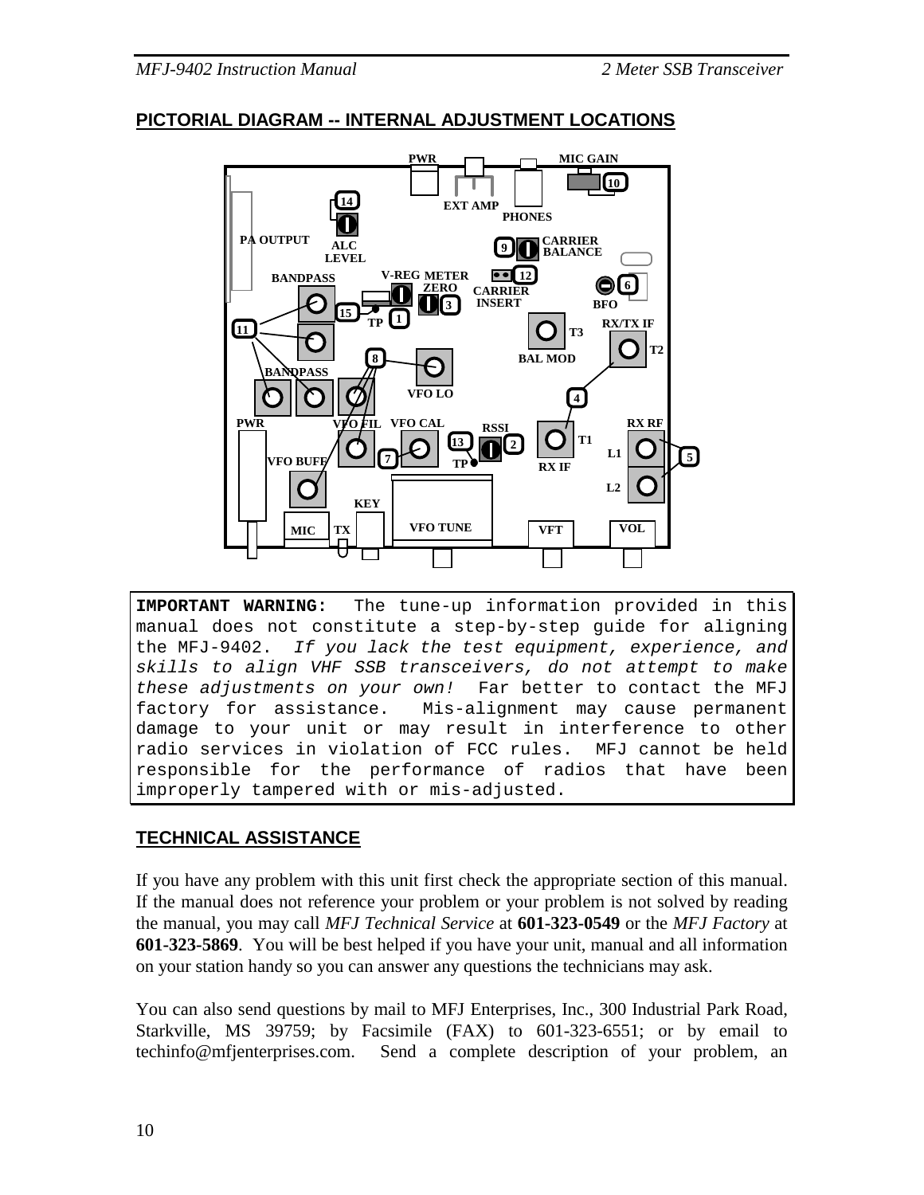## PICTORIAL DIAGRAM -- INTERNAL ADJUSTMENT LOCATIONS

PWR, EXT AMP, PHONES, MIC GAIN, 10, 14, PA OUTPUT, ALC LEVEL, 9, CARRIER BALANCE, V-REG, METER ZERO, 12, CARRIER INSERT, 6, BFO, BANDPASS, 15, TP, 1, 3, RX/TX IF, T2, 11, T3, 8, BAL MOD, BANDPASS, VFO LO, 4, PWR, VFO FIL, VFO CAL, RSSI, RX RF, T1, 13, 2, L1, 5, VFO BUFF, 7, TP, RX IF, L2, KEY, MIC, TX, VFO TUNE, VFT, VOL

```
IMPORTANT WARNING:  The tune-up information provided in this
manual does not constitute a step-by-step guide for aligning
the MFJ-9402.  If you lack the test equipment, experience, and
skills to align VHF SSB transceivers, do not attempt to make
these adjustments on your own!  Far better to contact the MFJ
factory for assistance.  Mis-alignment may cause permanent
damage to your unit or may result in interference to other
radio services in violation of FCC rules.  MFJ cannot be held
responsible for the performance of radios that have been
improperly tampered with or mis-adjusted.
```

## TECHNICAL ASSISTANCE

If you have any problem with this unit first check the appropriate section of this manual. If the manual does not reference your problem or your problem is not solved by reading the manual, you may call *MFJ Technical Service* at **601-323-0549** or the *MFJ Factory* at **601-323-5869**. You will be best helped if you have your unit, manual and all information on your station handy so you can answer any questions the technicians may ask.

You can also send questions by mail to MFJ Enterprises, Inc., 300 Industrial Park Road, Starkville, MS 39759; by Facsimile (FAX) to 601-323-6551; or by email to techinfo@mfjenterprises.com. Send a complete description of your problem, an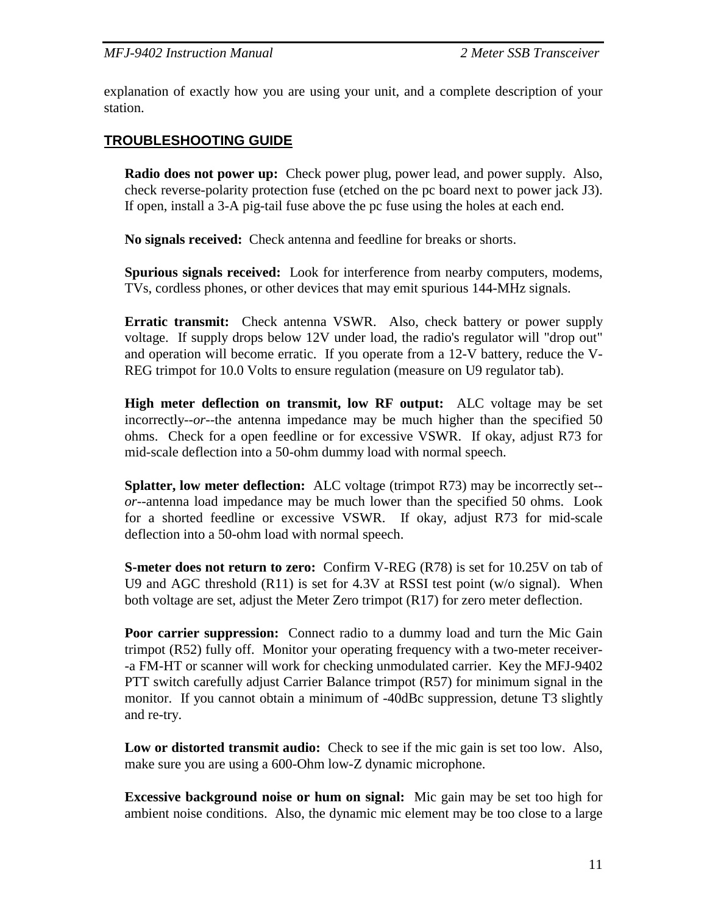explanation of exactly how you are using your unit, and a complete description of your station.

## TROUBLESHOOTING GUIDE

**Radio does not power up:** Check power plug, power lead, and power supply. Also, check reverse-polarity protection fuse (etched on the pc board next to power jack J3). If open, install a 3-A pig-tail fuse above the pc fuse using the holes at each end.

**No signals received:** Check antenna and feedline for breaks or shorts.

**Spurious signals received:** Look for interference from nearby computers, modems, TVs, cordless phones, or other devices that may emit spurious 144-MHz signals.

**Erratic transmit:** Check antenna VSWR. Also, check battery or power supply voltage. If supply drops below 12V under load, the radio's regulator will "drop out" and operation will become erratic. If you operate from a 12-V battery, reduce the V-REG trimpot for 10.0 Volts to ensure regulation (measure on U9 regulator tab).

**High meter deflection on transmit, low RF output:** ALC voltage may be set incorrectly--*or*--the antenna impedance may be much higher than the specified 50 ohms. Check for a open feedline or for excessive VSWR. If okay, adjust R73 for mid-scale deflection into a 50-ohm dummy load with normal speech.

**Splatter, low meter deflection:** ALC voltage (trimpot R73) may be incorrectly set--*or*--antenna load impedance may be much lower than the specified 50 ohms. Look for a shorted feedline or excessive VSWR. If okay, adjust R73 for mid-scale deflection into a 50-ohm load with normal speech.

**S-meter does not return to zero:** Confirm V-REG (R78) is set for 10.25V on tab of U9 and AGC threshold (R11) is set for 4.3V at RSSI test point (w/o signal). When both voltage are set, adjust the Meter Zero trimpot (R17) for zero meter deflection.

**Poor carrier suppression:** Connect radio to a dummy load and turn the Mic Gain trimpot (R52) fully off. Monitor your operating frequency with a two-meter receiver--a FM-HT or scanner will work for checking unmodulated carrier. Key the MFJ-9402 PTT switch carefully adjust Carrier Balance trimpot (R57) for minimum signal in the monitor. If you cannot obtain a minimum of -40dBc suppression, detune T3 slightly and re-try.

**Low or distorted transmit audio:** Check to see if the mic gain is set too low. Also, make sure you are using a 600-Ohm low-Z dynamic microphone.

**Excessive background noise or hum on signal:** Mic gain may be set too high for ambient noise conditions. Also, the dynamic mic element may be too close to a large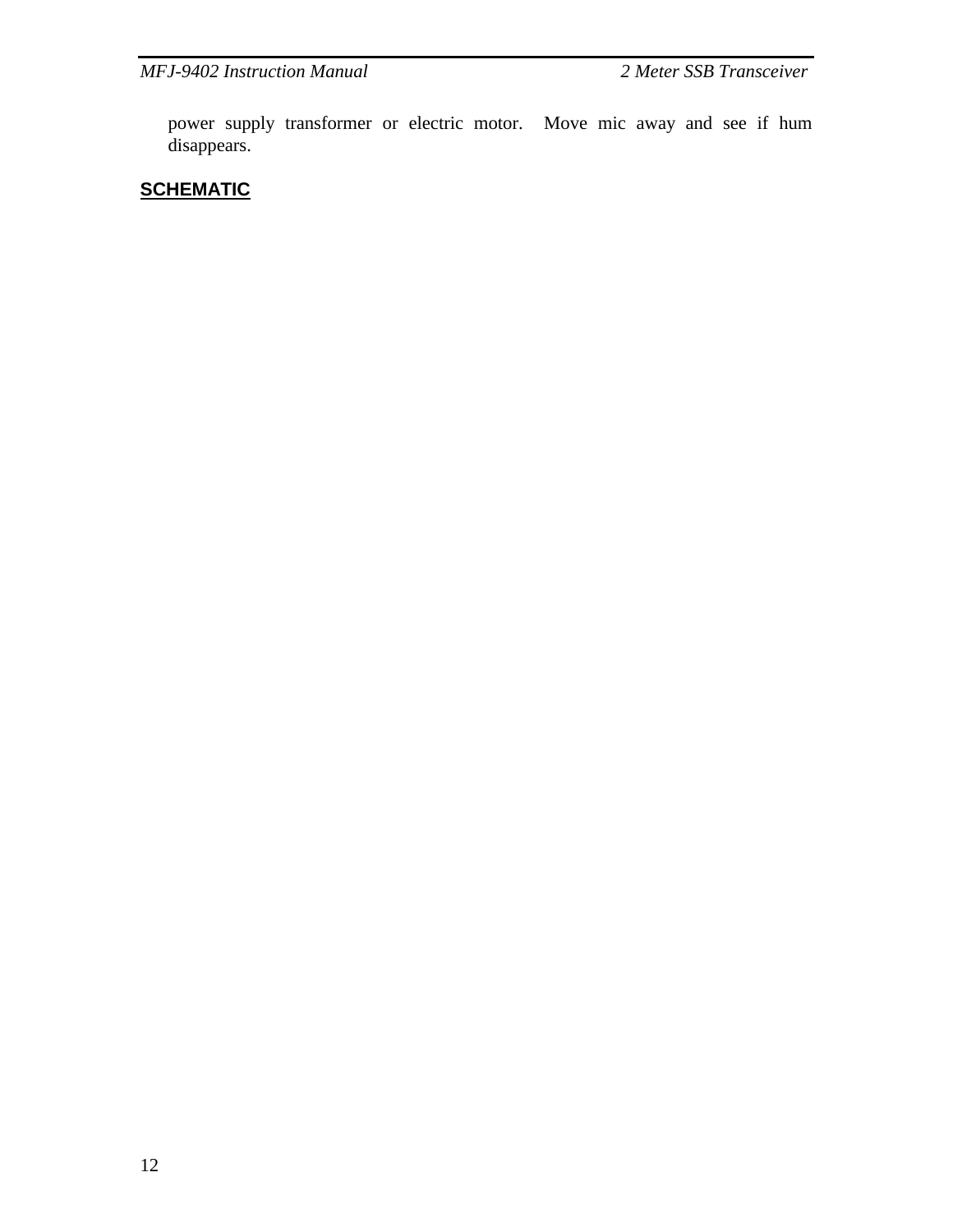power supply transformer or electric motor. Move mic away and see if hum disappears.

## SCHEMATIC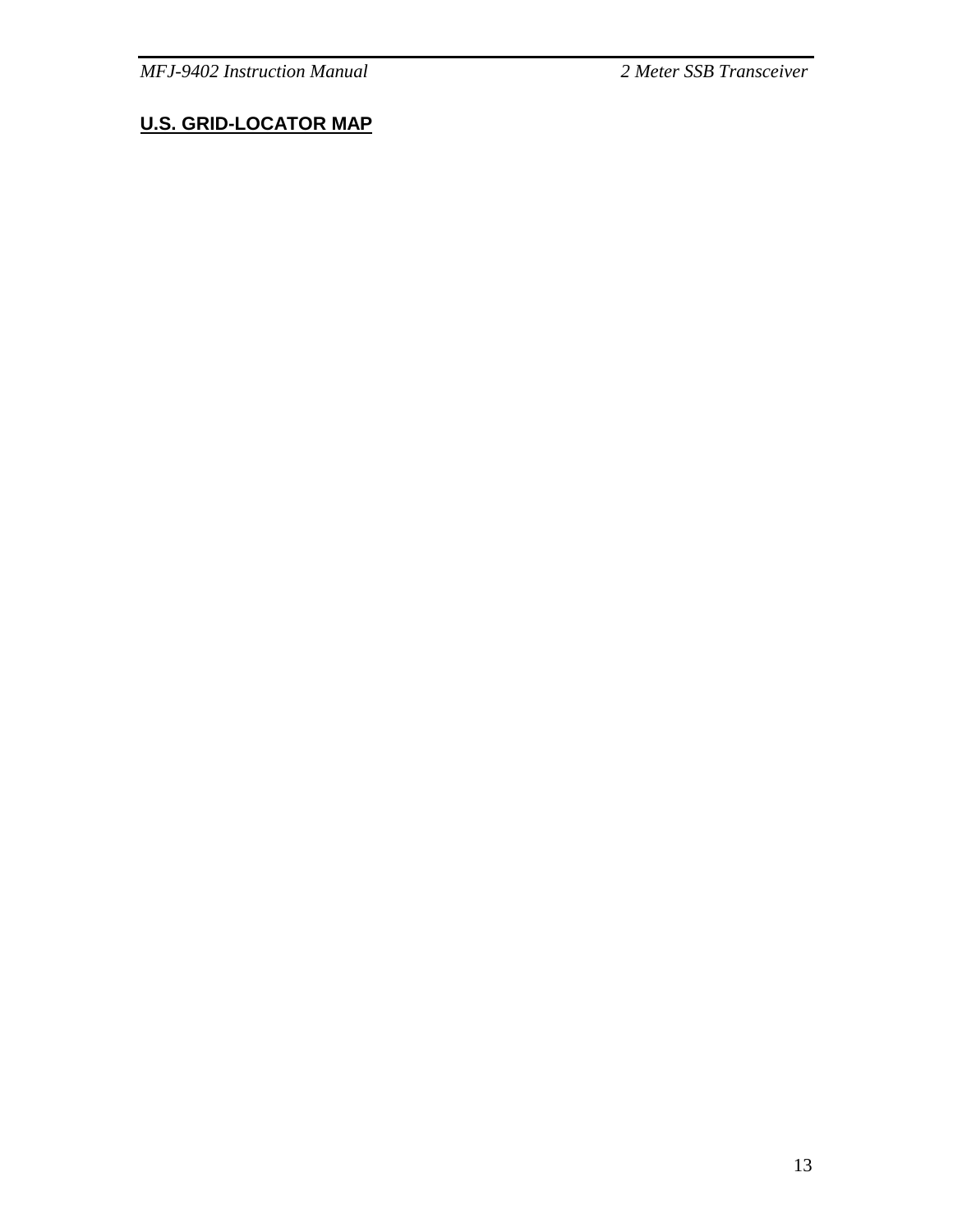## U.S. GRID-LOCATOR MAP